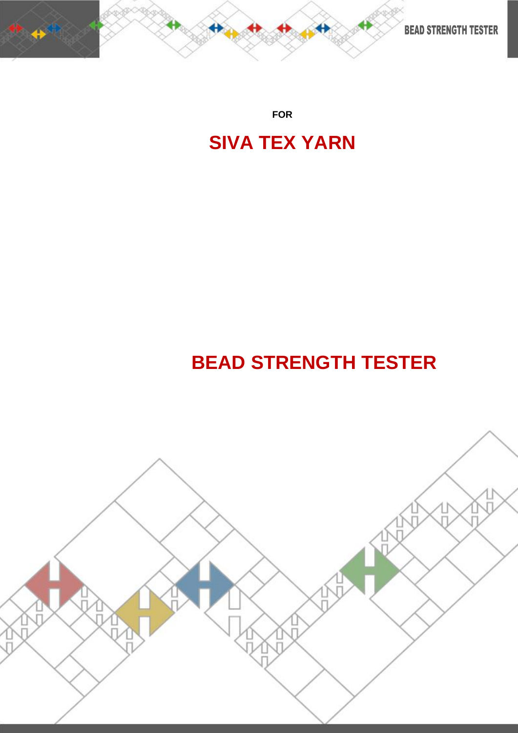**FOR**

# SIVA TEX YARN

# BEAD STRENGTH TESTER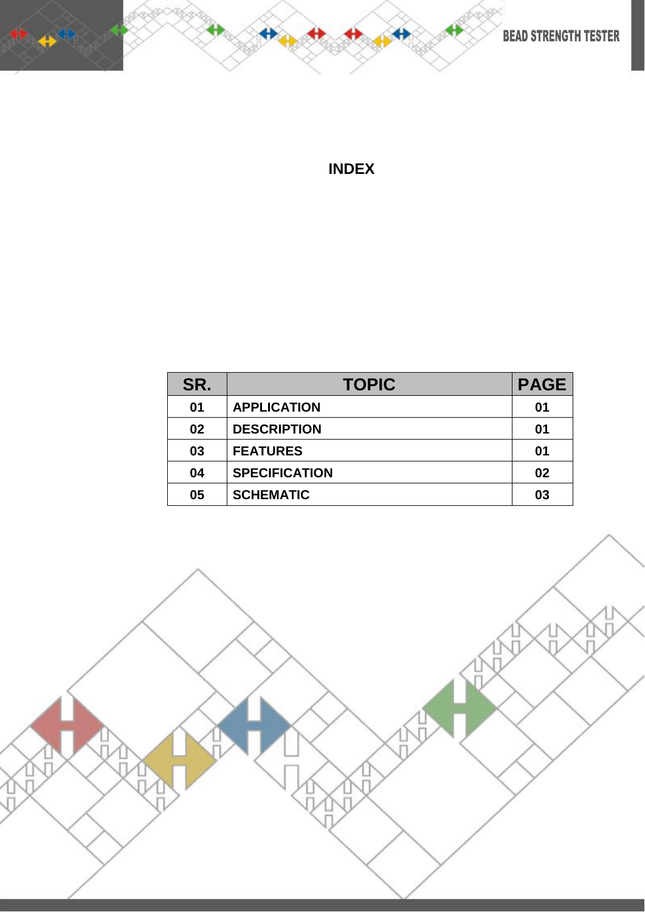# INDEX

| SR. | TOPIC | PAGE |
|---|---|---|
| 01 | APPLICATION | 01 |
| 02 | DESCRIPTION | 01 |
| 03 | FEATURES | 01 |
| 04 | SPECIFICATION | 02 |
| 05 | SCHEMATIC | 03 |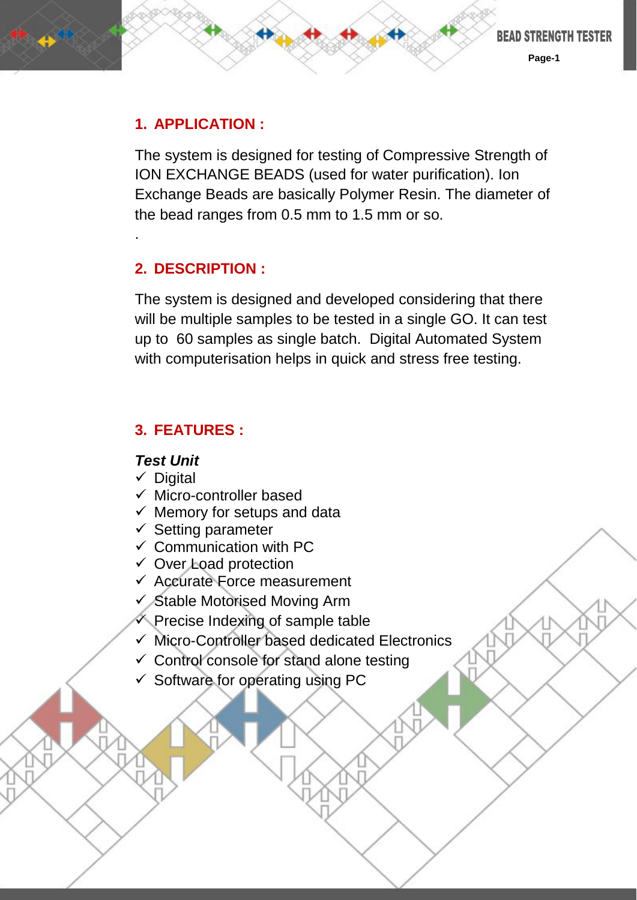## 1. APPLICATION :

The system is designed for testing of Compressive Strength of ION EXCHANGE BEADS (used for water purification). Ion Exchange Beads are basically Polymer Resin. The diameter of the bead ranges from 0.5 mm to 1.5 mm or so.

.

## 2. DESCRIPTION :

The system is designed and developed considering that there will be multiple samples to be tested in a single GO. It can test up to 60 samples as single batch. Digital Automated System with computerisation helps in quick and stress free testing.

## 3. FEATURES :

***Test Unit***

- ✓ Digital
- ✓ Micro-controller based
- ✓ Memory for setups and data
- ✓ Setting parameter
- ✓ Communication with PC
- ✓ Over Load protection
- ✓ Accurate Force measurement
- ✓ Stable Motorised Moving Arm
- ✓ Precise Indexing of sample table
- ✓ Micro-Controller based dedicated Electronics
- ✓ Control console for stand alone testing
- ✓ Software for operating using PC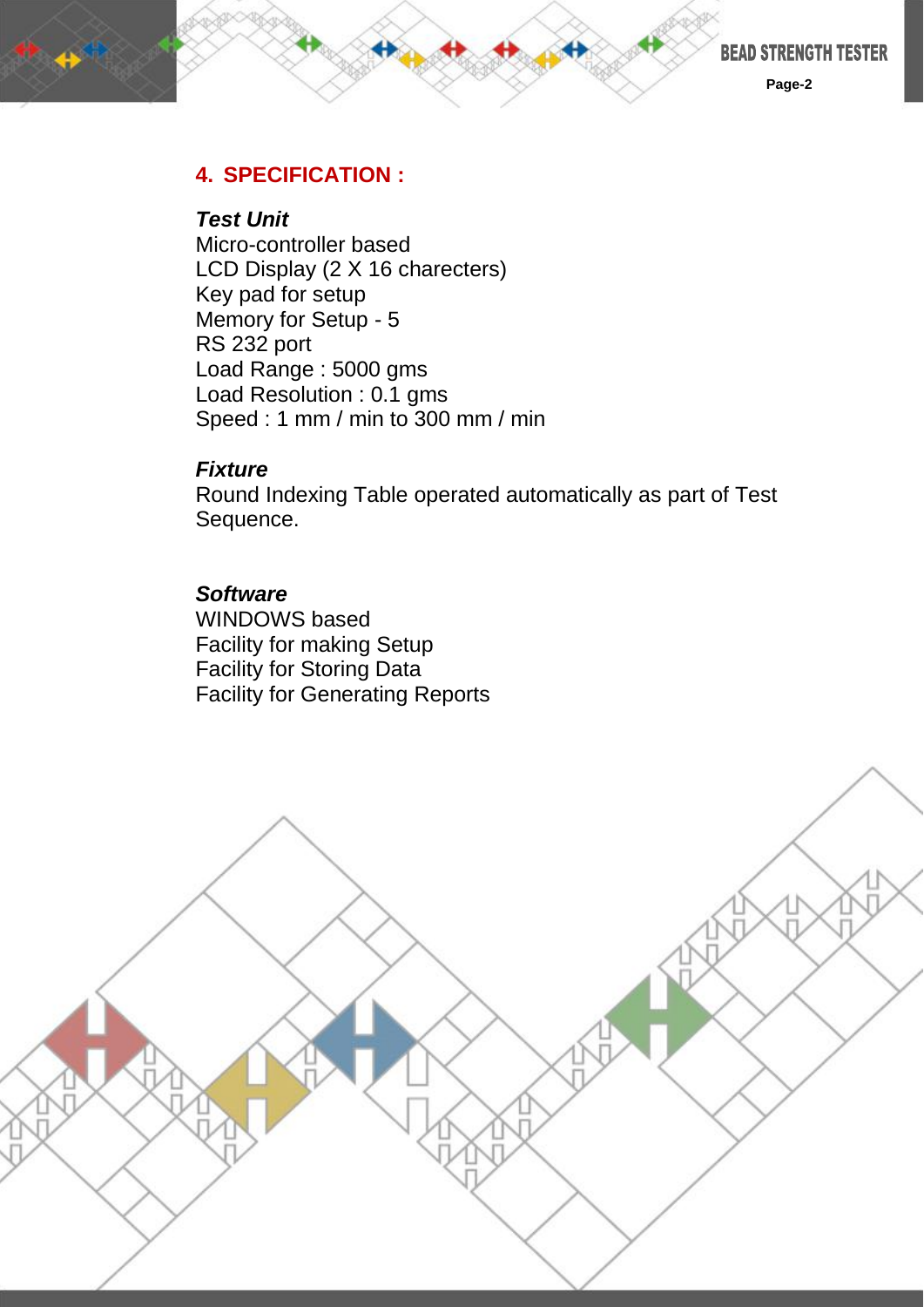## 4. SPECIFICATION :

***Test Unit***

Micro-controller based
LCD Display (2 X 16 charecters)
Key pad for setup
Memory for Setup - 5
RS 232 port
Load Range : 5000 gms
Load Resolution : 0.1 gms
Speed : 1 mm / min to 300 mm / min

***Fixture***

Round Indexing Table operated automatically as part of Test Sequence.

***Software***

WINDOWS based
Facility for making Setup
Facility for Storing Data
Facility for Generating Reports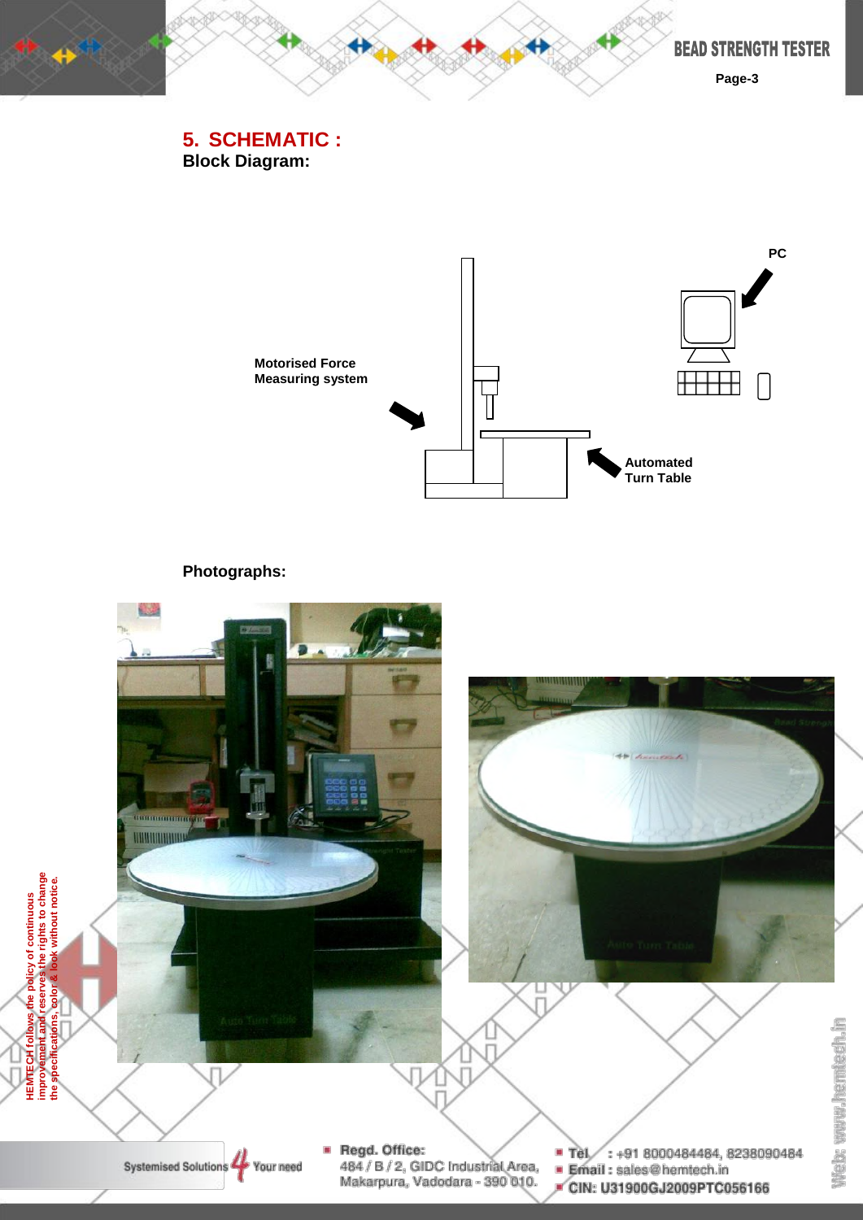## 5. SCHEMATIC :

**Block Diagram:**

PC

Motorised Force Measuring system

Automated Turn Table

**Photographs:**

HEMTECH follows the policy of continuous improvement and reserves the rights to change the specifications, color & look without notice.